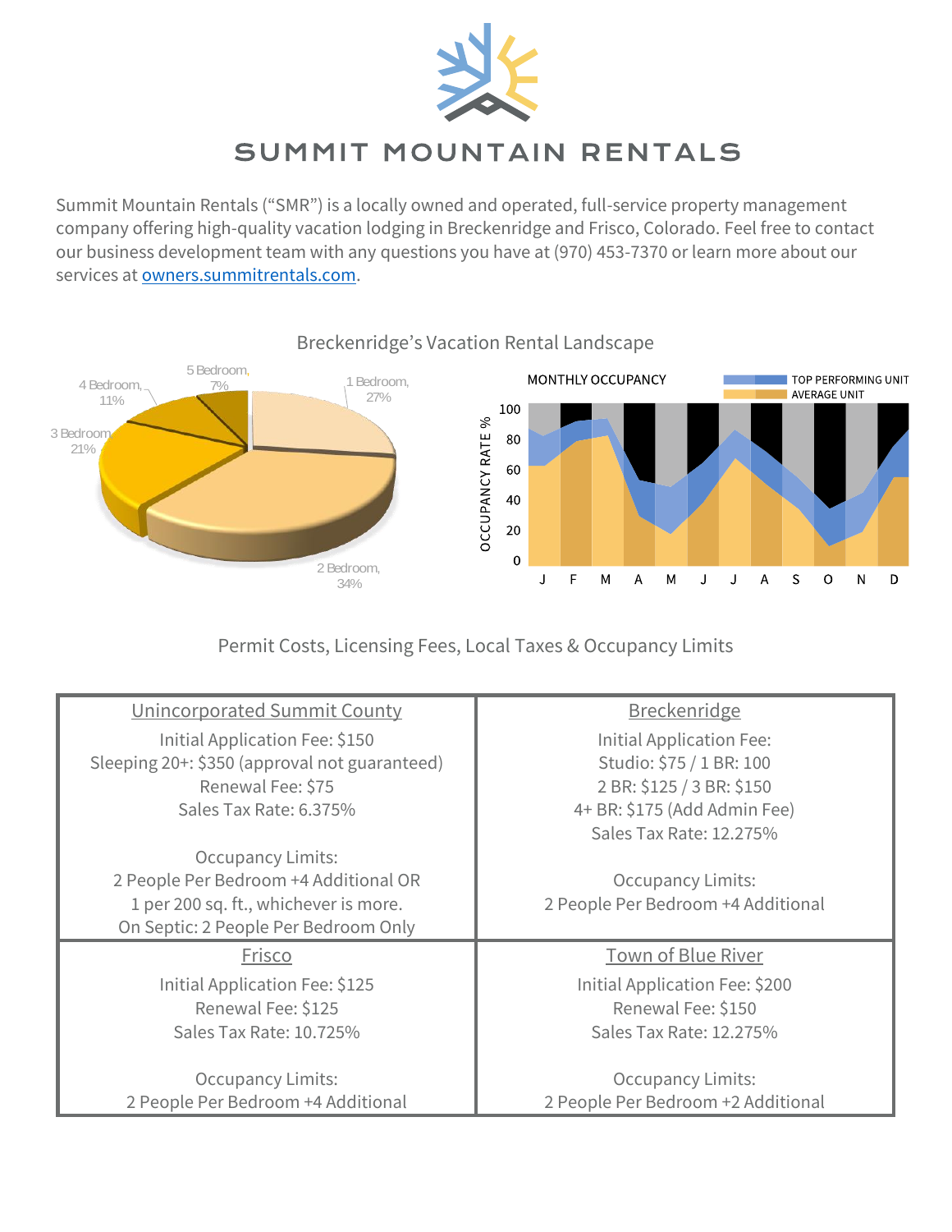# SUMMIT MOUNTAIN RENTALS

Summit Mountain Rentals ("SMR") is a locally owned and operated, full-service property management company offering high-quality vacation lodging in Breckenridge and Frisco, Colorado. Feel free to contact our business development team with any questions you have at (970) 453-7370 or learn more about our services at [owners.summitrentals.com](owners.summitrentals.com).

## Breckenridge's Vacation Rental Landscape

1 Bedroom, 27%
2 Bedroom, 34%
3 Bedroom, 21%
4 Bedroom, 11%
5 Bedroom, 7%

MONTHLY OCCUPANCY

TOP PERFORMING UNIT
AVERAGE UNIT

OCCUPANCY RATE %

J F M A M J J A S O N D

## Permit Costs, Licensing Fees, Local Taxes & Occupancy Limits

| Unincorporated Summit County | Breckenridge |
|---|---|
| Initial Application Fee: $150<br>Sleeping 20+: $350 (approval not guaranteed)<br>Renewal Fee: $75<br>Sales Tax Rate: 6.375%<br><br>Occupancy Limits:<br>2 People Per Bedroom +4 Additional OR<br>1 per 200 sq. ft., whichever is more.<br>On Septic: 2 People Per Bedroom Only | Initial Application Fee:<br>Studio: $75 / 1 BR: 100<br>2 BR: $125 / 3 BR: $150<br>4+ BR: $175 (Add Admin Fee)<br>Sales Tax Rate: 12.275%<br><br>Occupancy Limits:<br>2 People Per Bedroom +4 Additional |
| **Frisco** | **Town of Blue River** |
| Initial Application Fee: $125<br>Renewal Fee: $125<br>Sales Tax Rate: 10.725%<br><br>Occupancy Limits:<br>2 People Per Bedroom +4 Additional | Initial Application Fee: $200<br>Renewal Fee: $150<br>Sales Tax Rate: 12.275%<br><br>Occupancy Limits:<br>2 People Per Bedroom +2 Additional |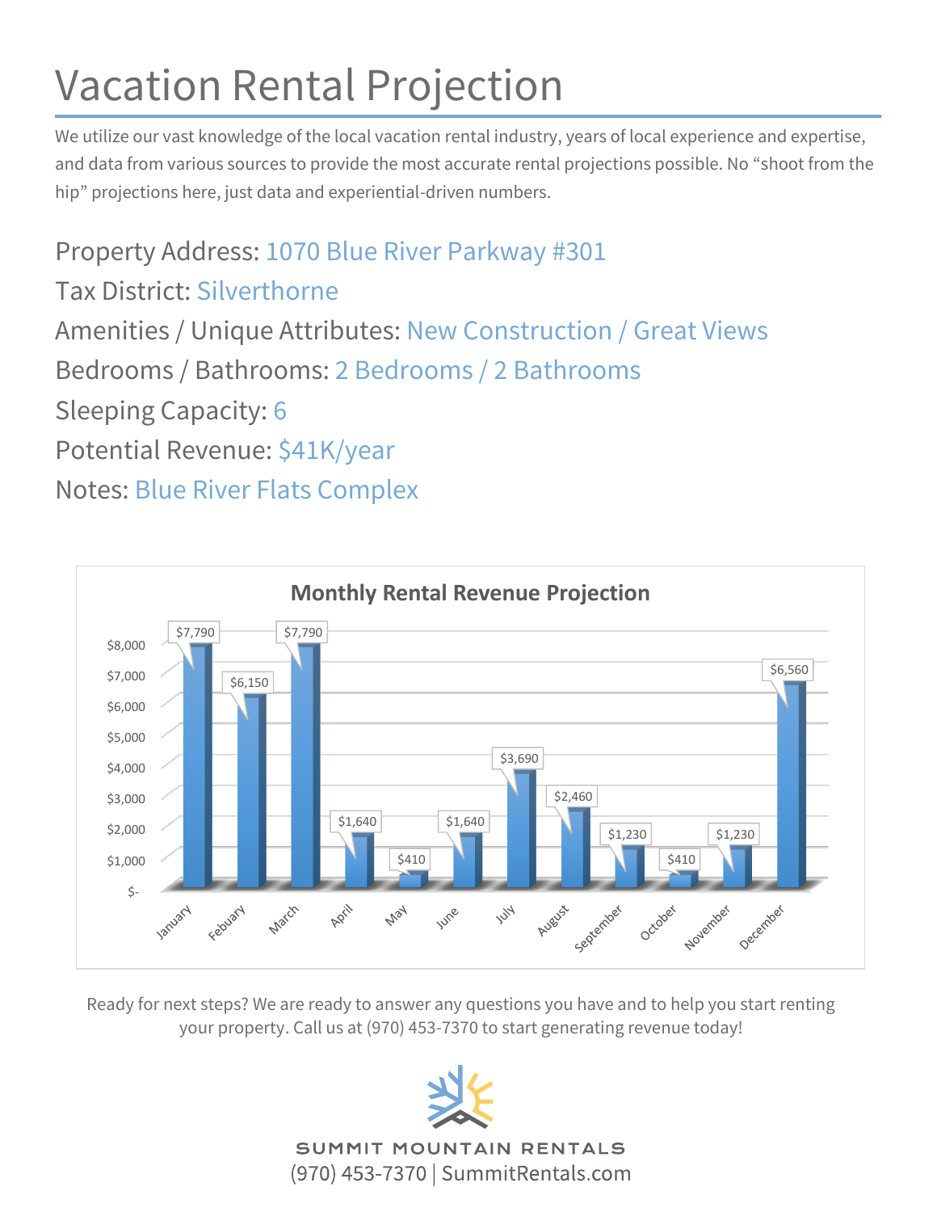# Vacation Rental Projection

We utilize our vast knowledge of the local vacation rental industry, years of local experience and expertise, and data from various sources to provide the most accurate rental projections possible. No "shoot from the hip" projections here, just data and experiential-driven numbers.

Property Address: 1070 Blue River Parkway #301

Tax District: Silverthorne

Amenities / Unique Attributes: New Construction / Great Views

Bedrooms / Bathrooms: 2 Bedrooms / 2 Bathrooms

Sleeping Capacity: 6

Potential Revenue: $41K/year

Notes: Blue River Flats Complex

**Monthly Rental Revenue Projection**

$8,000
$7,000
$6,000
$5,000
$4,000
$3,000
$2,000
$1,000
$-

January $7,790
Febuary $6,150
March $7,790
April $1,640
May $410
June $1,640
July $3,690
August $2,460
September $1,230
October $410
November $1,230
December $6,560

Ready for next steps? We are ready to answer any questions you have and to help you start renting your property. Call us at (970) 453-7370 to start generating revenue today!

SUMMIT MOUNTAIN RENTALS

(970) 453-7370 | SummitRentals.com